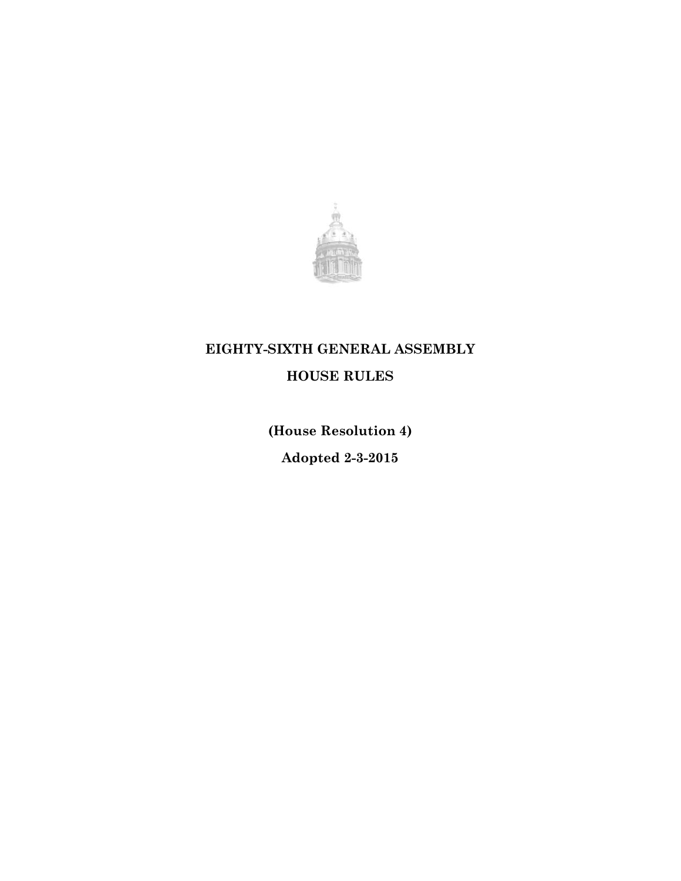# EIGHTY-SIXTH GENERAL ASSEMBLY

## HOUSE RULES

**(House Resolution 4)**

**Adopted 2-3-2015**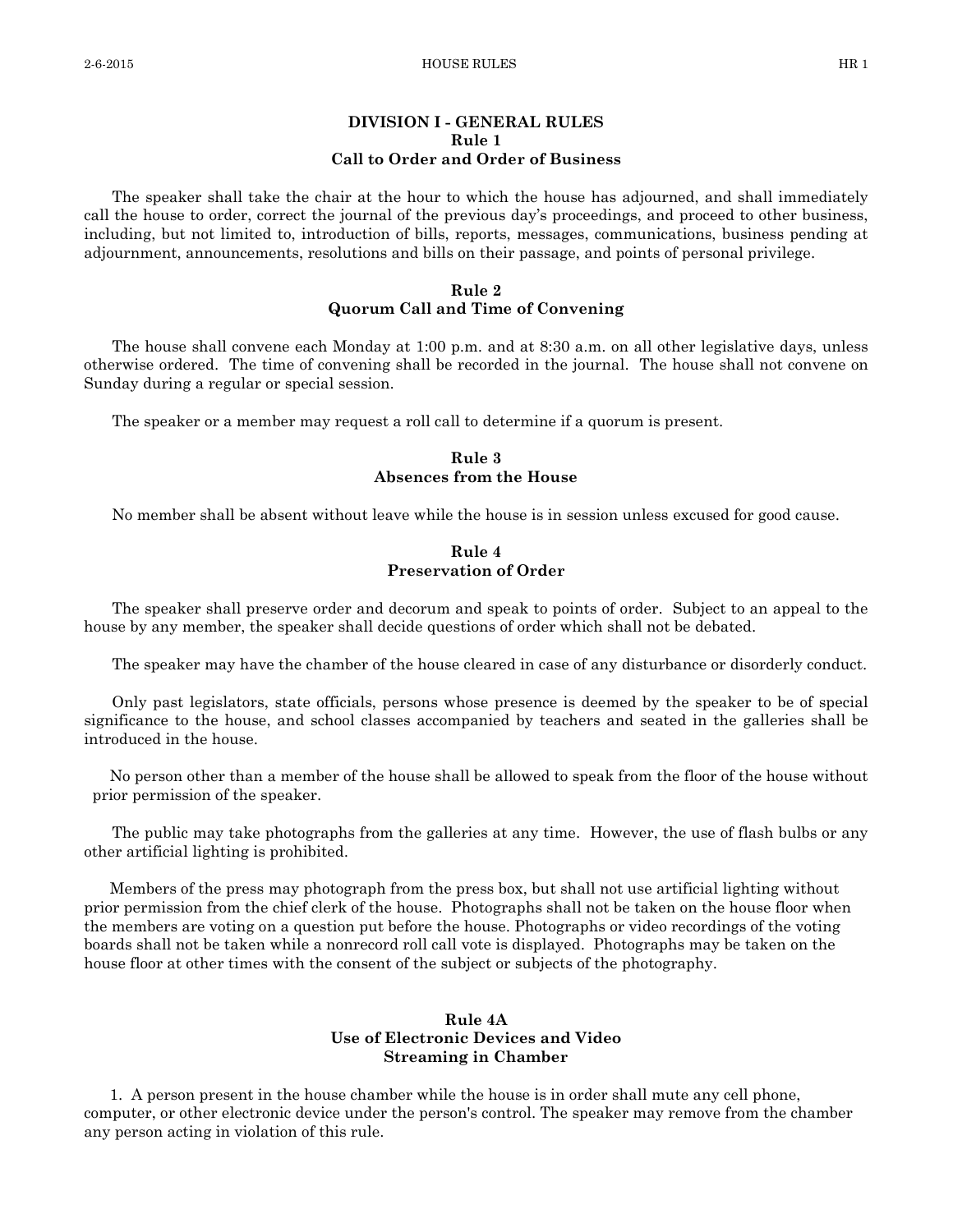# DIVISION I - GENERAL RULES

## Rule 1
## Call to Order and Order of Business

The speaker shall take the chair at the hour to which the house has adjourned, and shall immediately call the house to order, correct the journal of the previous day's proceedings, and proceed to other business, including, but not limited to, introduction of bills, reports, messages, communications, business pending at adjournment, announcements, resolutions and bills on their passage, and points of personal privilege.

## Rule 2
## Quorum Call and Time of Convening

The house shall convene each Monday at 1:00 p.m. and at 8:30 a.m. on all other legislative days, unless otherwise ordered. The time of convening shall be recorded in the journal. The house shall not convene on Sunday during a regular or special session.

The speaker or a member may request a roll call to determine if a quorum is present.

## Rule 3
## Absences from the House

No member shall be absent without leave while the house is in session unless excused for good cause.

## Rule 4
## Preservation of Order

The speaker shall preserve order and decorum and speak to points of order. Subject to an appeal to the house by any member, the speaker shall decide questions of order which shall not be debated.

The speaker may have the chamber of the house cleared in case of any disturbance or disorderly conduct.

Only past legislators, state officials, persons whose presence is deemed by the speaker to be of special significance to the house, and school classes accompanied by teachers and seated in the galleries shall be introduced in the house.

No person other than a member of the house shall be allowed to speak from the floor of the house without prior permission of the speaker.

The public may take photographs from the galleries at any time. However, the use of flash bulbs or any other artificial lighting is prohibited.

Members of the press may photograph from the press box, but shall not use artificial lighting without prior permission from the chief clerk of the house. Photographs shall not be taken on the house floor when the members are voting on a question put before the house. Photographs or video recordings of the voting boards shall not be taken while a nonrecord roll call vote is displayed. Photographs may be taken on the house floor at other times with the consent of the subject or subjects of the photography.

## Rule 4A
## Use of Electronic Devices and Video Streaming in Chamber

1. A person present in the house chamber while the house is in order shall mute any cell phone, computer, or other electronic device under the person's control. The speaker may remove from the chamber any person acting in violation of this rule.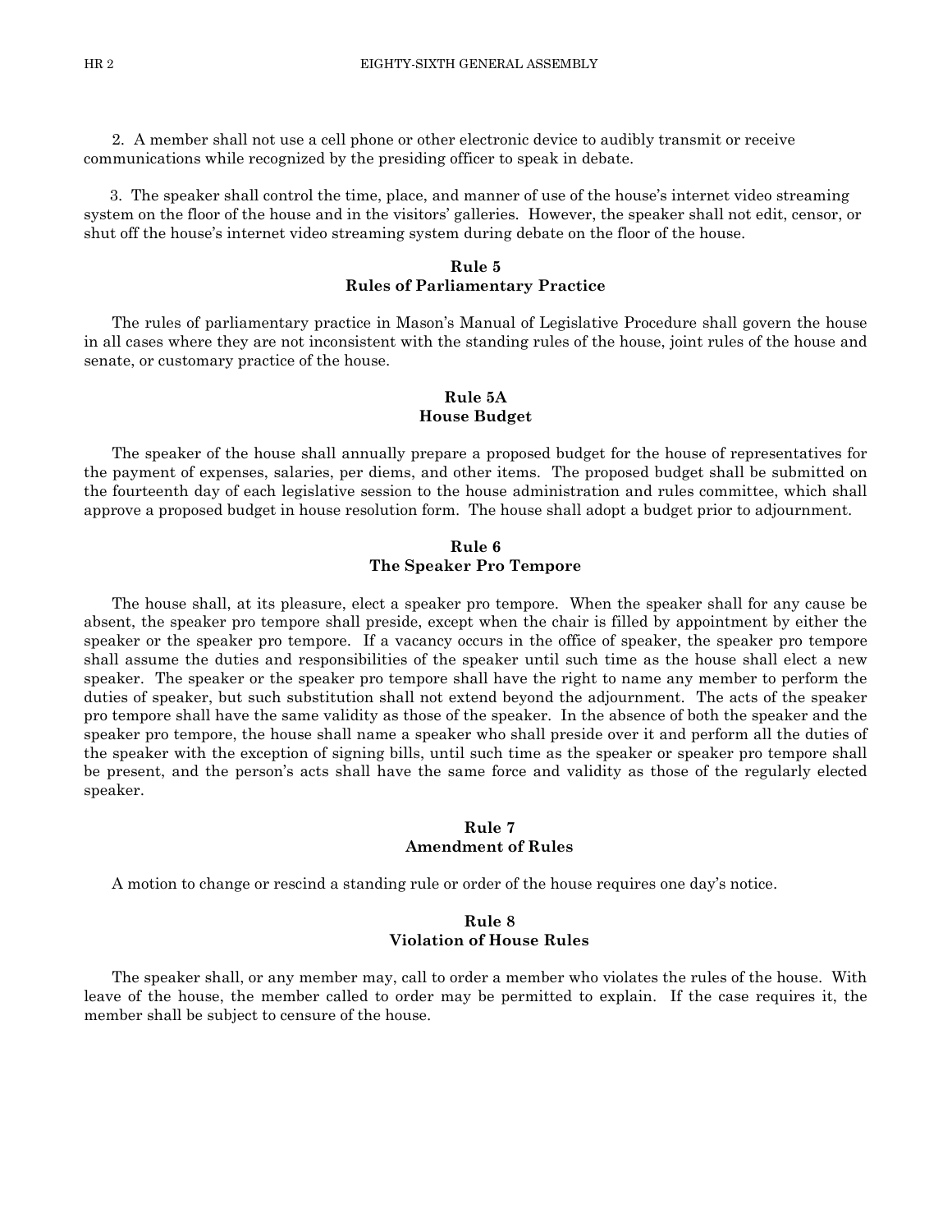2. A member shall not use a cell phone or other electronic device to audibly transmit or receive communications while recognized by the presiding officer to speak in debate.

3. The speaker shall control the time, place, and manner of use of the house's internet video streaming system on the floor of the house and in the visitors' galleries. However, the speaker shall not edit, censor, or shut off the house's internet video streaming system during debate on the floor of the house.

## Rule 5
## Rules of Parliamentary Practice

The rules of parliamentary practice in Mason's Manual of Legislative Procedure shall govern the house in all cases where they are not inconsistent with the standing rules of the house, joint rules of the house and senate, or customary practice of the house.

## Rule 5A
## House Budget

The speaker of the house shall annually prepare a proposed budget for the house of representatives for the payment of expenses, salaries, per diems, and other items. The proposed budget shall be submitted on the fourteenth day of each legislative session to the house administration and rules committee, which shall approve a proposed budget in house resolution form. The house shall adopt a budget prior to adjournment.

## Rule 6
## The Speaker Pro Tempore

The house shall, at its pleasure, elect a speaker pro tempore. When the speaker shall for any cause be absent, the speaker pro tempore shall preside, except when the chair is filled by appointment by either the speaker or the speaker pro tempore. If a vacancy occurs in the office of speaker, the speaker pro tempore shall assume the duties and responsibilities of the speaker until such time as the house shall elect a new speaker. The speaker or the speaker pro tempore shall have the right to name any member to perform the duties of speaker, but such substitution shall not extend beyond the adjournment. The acts of the speaker pro tempore shall have the same validity as those of the speaker. In the absence of both the speaker and the speaker pro tempore, the house shall name a speaker who shall preside over it and perform all the duties of the speaker with the exception of signing bills, until such time as the speaker or speaker pro tempore shall be present, and the person's acts shall have the same force and validity as those of the regularly elected speaker.

## Rule 7
## Amendment of Rules

A motion to change or rescind a standing rule or order of the house requires one day's notice.

## Rule 8
## Violation of House Rules

The speaker shall, or any member may, call to order a member who violates the rules of the house. With leave of the house, the member called to order may be permitted to explain. If the case requires it, the member shall be subject to censure of the house.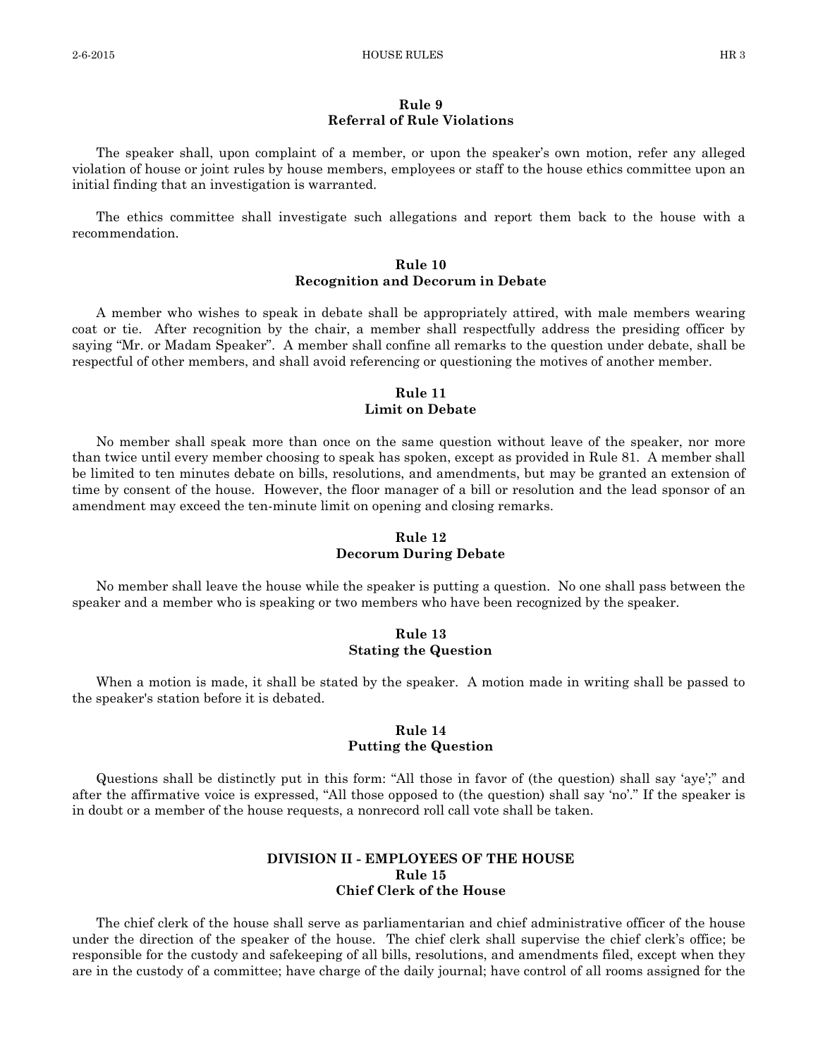## Rule 9
## Referral of Rule Violations

The speaker shall, upon complaint of a member, or upon the speaker's own motion, refer any alleged violation of house or joint rules by house members, employees or staff to the house ethics committee upon an initial finding that an investigation is warranted.

The ethics committee shall investigate such allegations and report them back to the house with a recommendation.

## Rule 10
## Recognition and Decorum in Debate

A member who wishes to speak in debate shall be appropriately attired, with male members wearing coat or tie. After recognition by the chair, a member shall respectfully address the presiding officer by saying "Mr. or Madam Speaker". A member shall confine all remarks to the question under debate, shall be respectful of other members, and shall avoid referencing or questioning the motives of another member.

## Rule 11
## Limit on Debate

No member shall speak more than once on the same question without leave of the speaker, nor more than twice until every member choosing to speak has spoken, except as provided in Rule 81. A member shall be limited to ten minutes debate on bills, resolutions, and amendments, but may be granted an extension of time by consent of the house. However, the floor manager of a bill or resolution and the lead sponsor of an amendment may exceed the ten-minute limit on opening and closing remarks.

## Rule 12
## Decorum During Debate

No member shall leave the house while the speaker is putting a question. No one shall pass between the speaker and a member who is speaking or two members who have been recognized by the speaker.

## Rule 13
## Stating the Question

When a motion is made, it shall be stated by the speaker. A motion made in writing shall be passed to the speaker's station before it is debated.

## Rule 14
## Putting the Question

Questions shall be distinctly put in this form: "All those in favor of (the question) shall say 'aye';" and after the affirmative voice is expressed, "All those opposed to (the question) shall say 'no'." If the speaker is in doubt or a member of the house requests, a nonrecord roll call vote shall be taken.

# DIVISION II - EMPLOYEES OF THE HOUSE
## Rule 15
## Chief Clerk of the House

The chief clerk of the house shall serve as parliamentarian and chief administrative officer of the house under the direction of the speaker of the house. The chief clerk shall supervise the chief clerk's office; be responsible for the custody and safekeeping of all bills, resolutions, and amendments filed, except when they are in the custody of a committee; have charge of the daily journal; have control of all rooms assigned for the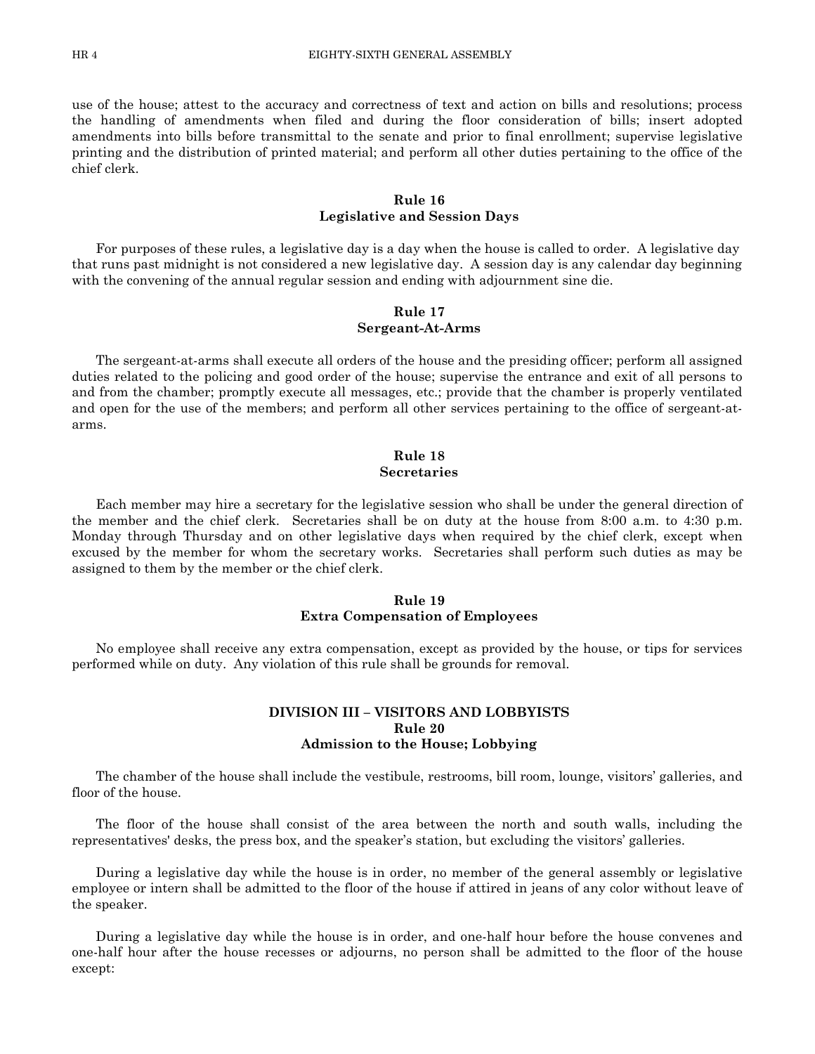use of the house; attest to the accuracy and correctness of text and action on bills and resolutions; process the handling of amendments when filed and during the floor consideration of bills; insert adopted amendments into bills before transmittal to the senate and prior to final enrollment; supervise legislative printing and the distribution of printed material; and perform all other duties pertaining to the office of the chief clerk.

### Rule 16
### Legislative and Session Days

For purposes of these rules, a legislative day is a day when the house is called to order. A legislative day that runs past midnight is not considered a new legislative day. A session day is any calendar day beginning with the convening of the annual regular session and ending with adjournment sine die.

### Rule 17
### Sergeant-At-Arms

The sergeant-at-arms shall execute all orders of the house and the presiding officer; perform all assigned duties related to the policing and good order of the house; supervise the entrance and exit of all persons to and from the chamber; promptly execute all messages, etc.; provide that the chamber is properly ventilated and open for the use of the members; and perform all other services pertaining to the office of sergeant-at-arms.

### Rule 18
### Secretaries

Each member may hire a secretary for the legislative session who shall be under the general direction of the member and the chief clerk. Secretaries shall be on duty at the house from 8:00 a.m. to 4:30 p.m. Monday through Thursday and on other legislative days when required by the chief clerk, except when excused by the member for whom the secretary works. Secretaries shall perform such duties as may be assigned to them by the member or the chief clerk.

### Rule 19
### Extra Compensation of Employees

No employee shall receive any extra compensation, except as provided by the house, or tips for services performed while on duty. Any violation of this rule shall be grounds for removal.

## DIVISION III – VISITORS AND LOBBYISTS
### Rule 20
### Admission to the House; Lobbying

The chamber of the house shall include the vestibule, restrooms, bill room, lounge, visitors' galleries, and floor of the house.

The floor of the house shall consist of the area between the north and south walls, including the representatives' desks, the press box, and the speaker's station, but excluding the visitors' galleries.

During a legislative day while the house is in order, no member of the general assembly or legislative employee or intern shall be admitted to the floor of the house if attired in jeans of any color without leave of the speaker.

During a legislative day while the house is in order, and one-half hour before the house convenes and one-half hour after the house recesses or adjourns, no person shall be admitted to the floor of the house except: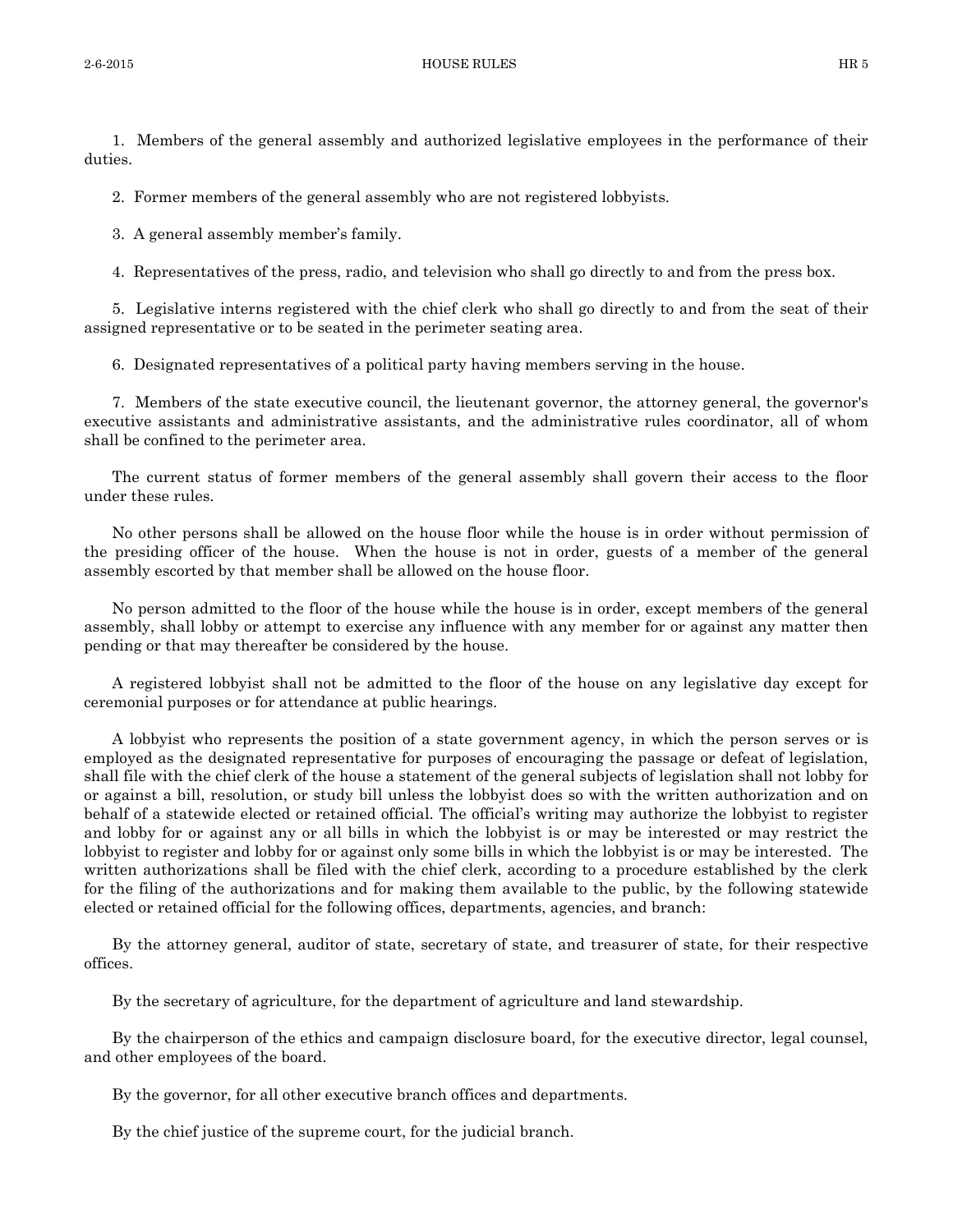1. Members of the general assembly and authorized legislative employees in the performance of their duties.

2. Former members of the general assembly who are not registered lobbyists.

3. A general assembly member's family.

4. Representatives of the press, radio, and television who shall go directly to and from the press box.

5. Legislative interns registered with the chief clerk who shall go directly to and from the seat of their assigned representative or to be seated in the perimeter seating area.

6. Designated representatives of a political party having members serving in the house.

7. Members of the state executive council, the lieutenant governor, the attorney general, the governor's executive assistants and administrative assistants, and the administrative rules coordinator, all of whom shall be confined to the perimeter area.

The current status of former members of the general assembly shall govern their access to the floor under these rules.

No other persons shall be allowed on the house floor while the house is in order without permission of the presiding officer of the house. When the house is not in order, guests of a member of the general assembly escorted by that member shall be allowed on the house floor.

No person admitted to the floor of the house while the house is in order, except members of the general assembly, shall lobby or attempt to exercise any influence with any member for or against any matter then pending or that may thereafter be considered by the house.

A registered lobbyist shall not be admitted to the floor of the house on any legislative day except for ceremonial purposes or for attendance at public hearings.

A lobbyist who represents the position of a state government agency, in which the person serves or is employed as the designated representative for purposes of encouraging the passage or defeat of legislation, shall file with the chief clerk of the house a statement of the general subjects of legislation shall not lobby for or against a bill, resolution, or study bill unless the lobbyist does so with the written authorization and on behalf of a statewide elected or retained official. The official's writing may authorize the lobbyist to register and lobby for or against any or all bills in which the lobbyist is or may be interested or may restrict the lobbyist to register and lobby for or against only some bills in which the lobbyist is or may be interested. The written authorizations shall be filed with the chief clerk, according to a procedure established by the clerk for the filing of the authorizations and for making them available to the public, by the following statewide elected or retained official for the following offices, departments, agencies, and branch:

By the attorney general, auditor of state, secretary of state, and treasurer of state, for their respective offices.

By the secretary of agriculture, for the department of agriculture and land stewardship.

By the chairperson of the ethics and campaign disclosure board, for the executive director, legal counsel, and other employees of the board.

By the governor, for all other executive branch offices and departments.

By the chief justice of the supreme court, for the judicial branch.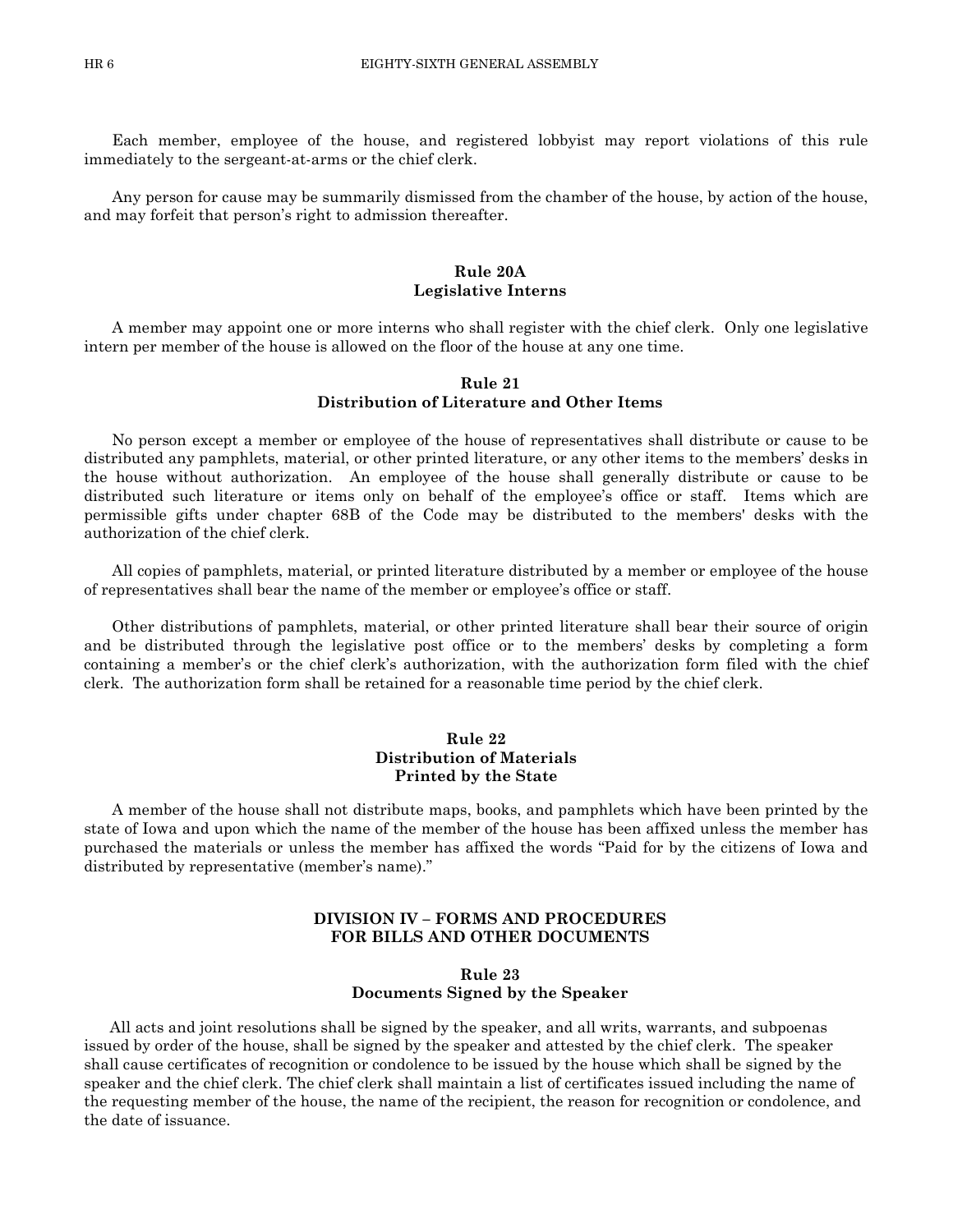Each member, employee of the house, and registered lobbyist may report violations of this rule immediately to the sergeant-at-arms or the chief clerk.

Any person for cause may be summarily dismissed from the chamber of the house, by action of the house, and may forfeit that person's right to admission thereafter.

### Rule 20A
### Legislative Interns

A member may appoint one or more interns who shall register with the chief clerk. Only one legislative intern per member of the house is allowed on the floor of the house at any one time.

### Rule 21
### Distribution of Literature and Other Items

No person except a member or employee of the house of representatives shall distribute or cause to be distributed any pamphlets, material, or other printed literature, or any other items to the members' desks in the house without authorization. An employee of the house shall generally distribute or cause to be distributed such literature or items only on behalf of the employee's office or staff. Items which are permissible gifts under chapter 68B of the Code may be distributed to the members' desks with the authorization of the chief clerk.

All copies of pamphlets, material, or printed literature distributed by a member or employee of the house of representatives shall bear the name of the member or employee's office or staff.

Other distributions of pamphlets, material, or other printed literature shall bear their source of origin and be distributed through the legislative post office or to the members' desks by completing a form containing a member's or the chief clerk's authorization, with the authorization form filed with the chief clerk. The authorization form shall be retained for a reasonable time period by the chief clerk.

### Rule 22
### Distribution of Materials Printed by the State

A member of the house shall not distribute maps, books, and pamphlets which have been printed by the state of Iowa and upon which the name of the member of the house has been affixed unless the member has purchased the materials or unless the member has affixed the words "Paid for by the citizens of Iowa and distributed by representative (member's name)."

## DIVISION IV – FORMS AND PROCEDURES FOR BILLS AND OTHER DOCUMENTS

### Rule 23
### Documents Signed by the Speaker

All acts and joint resolutions shall be signed by the speaker, and all writs, warrants, and subpoenas issued by order of the house, shall be signed by the speaker and attested by the chief clerk. The speaker shall cause certificates of recognition or condolence to be issued by the house which shall be signed by the speaker and the chief clerk. The chief clerk shall maintain a list of certificates issued including the name of the requesting member of the house, the name of the recipient, the reason for recognition or condolence, and the date of issuance.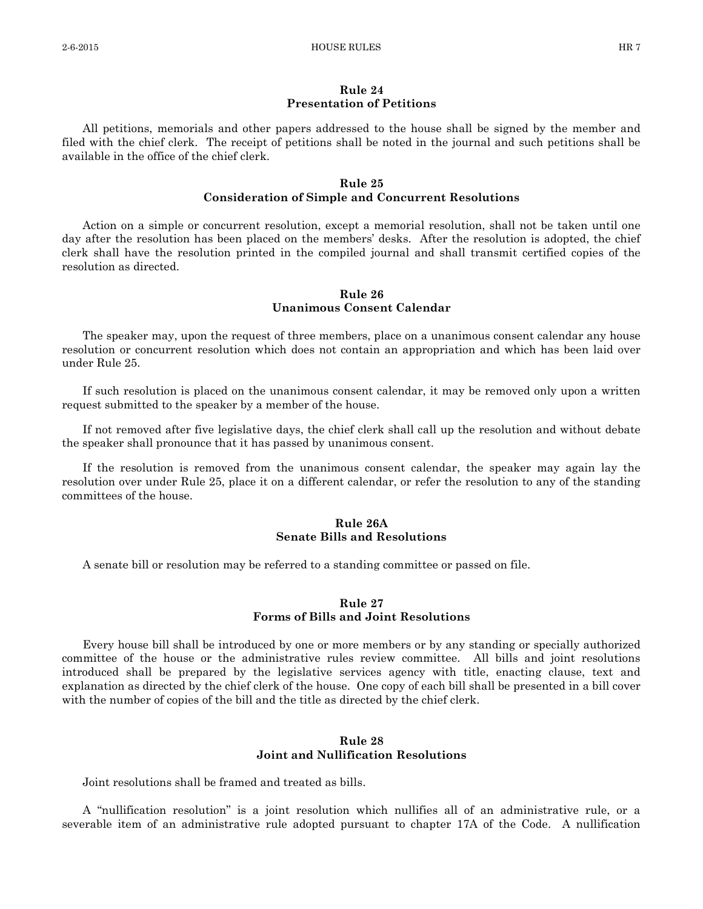## Rule 24
## Presentation of Petitions

All petitions, memorials and other papers addressed to the house shall be signed by the member and filed with the chief clerk. The receipt of petitions shall be noted in the journal and such petitions shall be available in the office of the chief clerk.

## Rule 25
## Consideration of Simple and Concurrent Resolutions

Action on a simple or concurrent resolution, except a memorial resolution, shall not be taken until one day after the resolution has been placed on the members' desks. After the resolution is adopted, the chief clerk shall have the resolution printed in the compiled journal and shall transmit certified copies of the resolution as directed.

## Rule 26
## Unanimous Consent Calendar

The speaker may, upon the request of three members, place on a unanimous consent calendar any house resolution or concurrent resolution which does not contain an appropriation and which has been laid over under Rule 25.

If such resolution is placed on the unanimous consent calendar, it may be removed only upon a written request submitted to the speaker by a member of the house.

If not removed after five legislative days, the chief clerk shall call up the resolution and without debate the speaker shall pronounce that it has passed by unanimous consent.

If the resolution is removed from the unanimous consent calendar, the speaker may again lay the resolution over under Rule 25, place it on a different calendar, or refer the resolution to any of the standing committees of the house.

## Rule 26A
## Senate Bills and Resolutions

A senate bill or resolution may be referred to a standing committee or passed on file.

## Rule 27
## Forms of Bills and Joint Resolutions

Every house bill shall be introduced by one or more members or by any standing or specially authorized committee of the house or the administrative rules review committee. All bills and joint resolutions introduced shall be prepared by the legislative services agency with title, enacting clause, text and explanation as directed by the chief clerk of the house. One copy of each bill shall be presented in a bill cover with the number of copies of the bill and the title as directed by the chief clerk.

## Rule 28
## Joint and Nullification Resolutions

Joint resolutions shall be framed and treated as bills.

A "nullification resolution" is a joint resolution which nullifies all of an administrative rule, or a severable item of an administrative rule adopted pursuant to chapter 17A of the Code. A nullification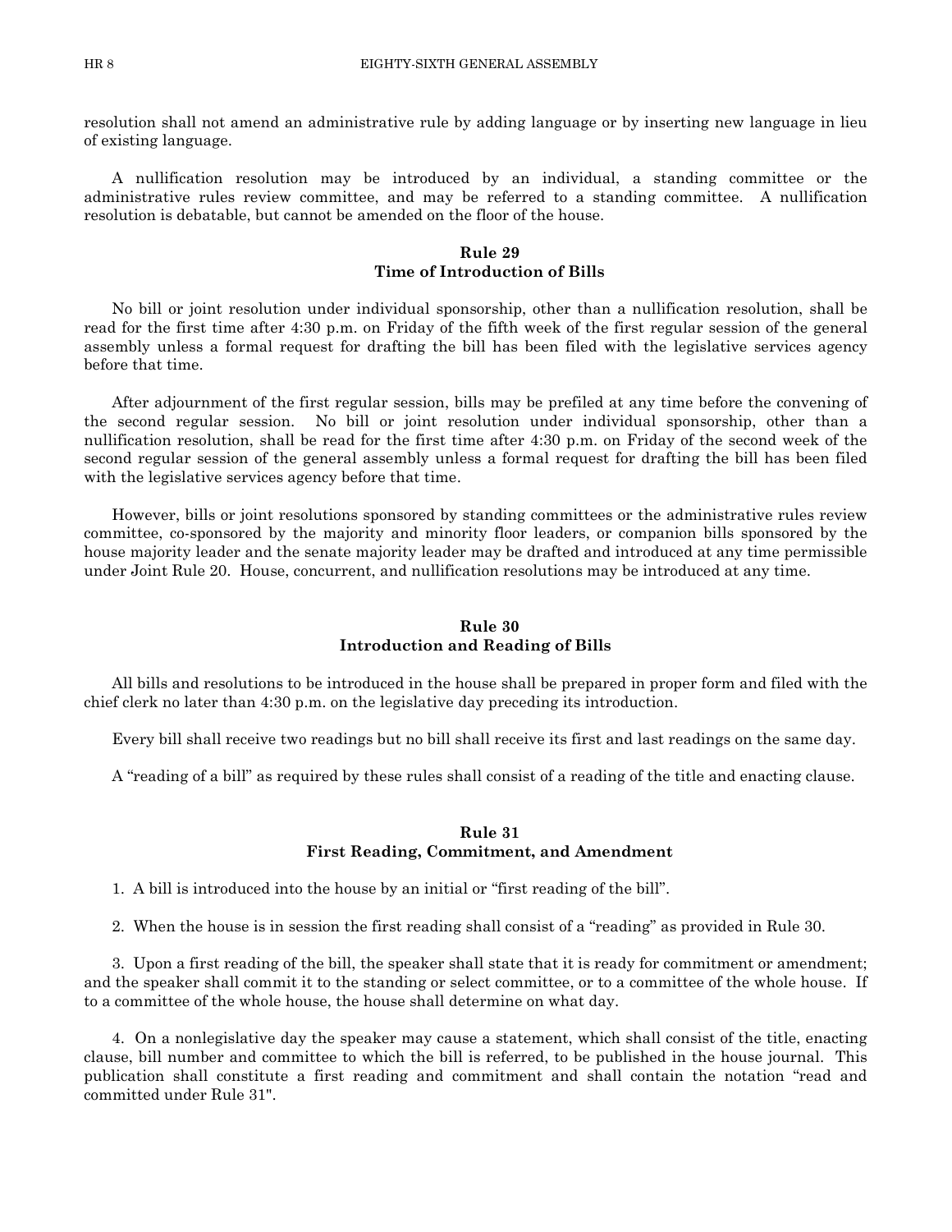resolution shall not amend an administrative rule by adding language or by inserting new language in lieu of existing language.

A nullification resolution may be introduced by an individual, a standing committee or the administrative rules review committee, and may be referred to a standing committee. A nullification resolution is debatable, but cannot be amended on the floor of the house.

### Rule 29
### Time of Introduction of Bills

No bill or joint resolution under individual sponsorship, other than a nullification resolution, shall be read for the first time after 4:30 p.m. on Friday of the fifth week of the first regular session of the general assembly unless a formal request for drafting the bill has been filed with the legislative services agency before that time.

After adjournment of the first regular session, bills may be prefiled at any time before the convening of the second regular session. No bill or joint resolution under individual sponsorship, other than a nullification resolution, shall be read for the first time after 4:30 p.m. on Friday of the second week of the second regular session of the general assembly unless a formal request for drafting the bill has been filed with the legislative services agency before that time.

However, bills or joint resolutions sponsored by standing committees or the administrative rules review committee, co-sponsored by the majority and minority floor leaders, or companion bills sponsored by the house majority leader and the senate majority leader may be drafted and introduced at any time permissible under Joint Rule 20. House, concurrent, and nullification resolutions may be introduced at any time.

### Rule 30
### Introduction and Reading of Bills

All bills and resolutions to be introduced in the house shall be prepared in proper form and filed with the chief clerk no later than 4:30 p.m. on the legislative day preceding its introduction.

Every bill shall receive two readings but no bill shall receive its first and last readings on the same day.

A "reading of a bill" as required by these rules shall consist of a reading of the title and enacting clause.

### Rule 31
### First Reading, Commitment, and Amendment

1. A bill is introduced into the house by an initial or "first reading of the bill".

2. When the house is in session the first reading shall consist of a "reading" as provided in Rule 30.

3. Upon a first reading of the bill, the speaker shall state that it is ready for commitment or amendment; and the speaker shall commit it to the standing or select committee, or to a committee of the whole house. If to a committee of the whole house, the house shall determine on what day.

4. On a nonlegislative day the speaker may cause a statement, which shall consist of the title, enacting clause, bill number and committee to which the bill is referred, to be published in the house journal. This publication shall constitute a first reading and commitment and shall contain the notation "read and committed under Rule 31".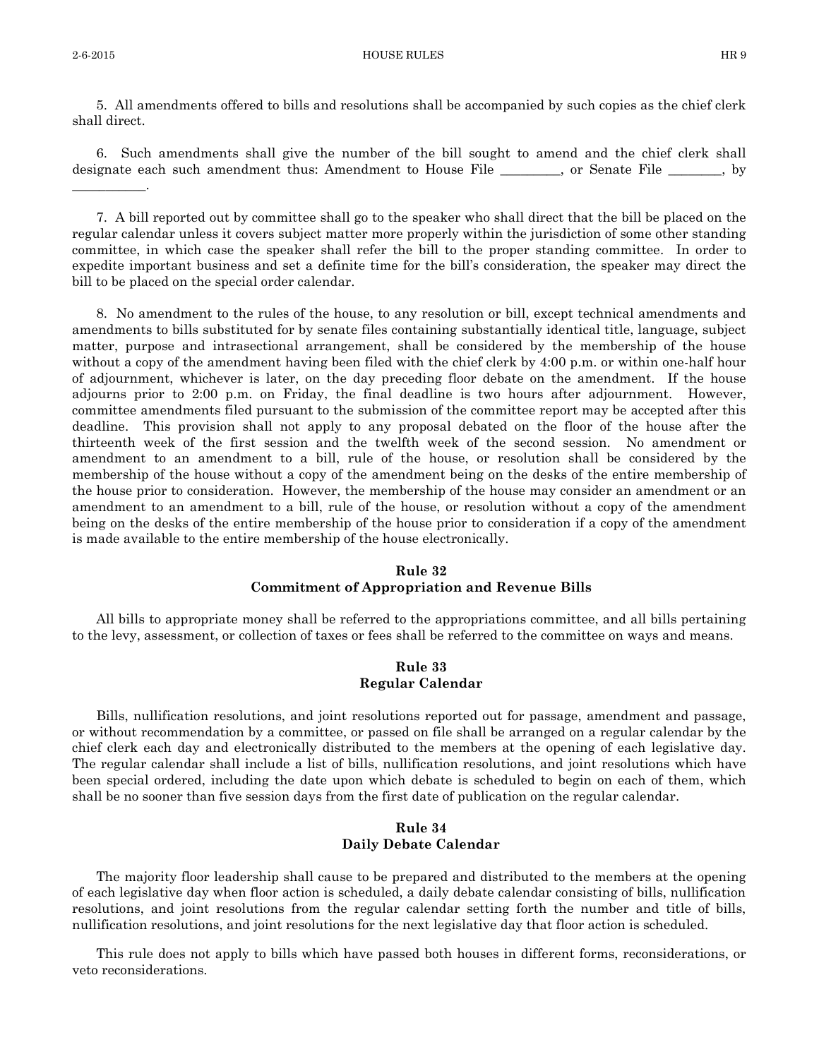5. All amendments offered to bills and resolutions shall be accompanied by such copies as the chief clerk shall direct.

6. Such amendments shall give the number of the bill sought to amend and the chief clerk shall designate each such amendment thus: Amendment to House File _________, or Senate File ________, by ___________.

7. A bill reported out by committee shall go to the speaker who shall direct that the bill be placed on the regular calendar unless it covers subject matter more properly within the jurisdiction of some other standing committee, in which case the speaker shall refer the bill to the proper standing committee. In order to expedite important business and set a definite time for the bill's consideration, the speaker may direct the bill to be placed on the special order calendar.

8. No amendment to the rules of the house, to any resolution or bill, except technical amendments and amendments to bills substituted for by senate files containing substantially identical title, language, subject matter, purpose and intrasectional arrangement, shall be considered by the membership of the house without a copy of the amendment having been filed with the chief clerk by 4:00 p.m. or within one-half hour of adjournment, whichever is later, on the day preceding floor debate on the amendment. If the house adjourns prior to 2:00 p.m. on Friday, the final deadline is two hours after adjournment. However, committee amendments filed pursuant to the submission of the committee report may be accepted after this deadline. This provision shall not apply to any proposal debated on the floor of the house after the thirteenth week of the first session and the twelfth week of the second session. No amendment or amendment to an amendment to a bill, rule of the house, or resolution shall be considered by the membership of the house without a copy of the amendment being on the desks of the entire membership of the house prior to consideration. However, the membership of the house may consider an amendment or an amendment to an amendment to a bill, rule of the house, or resolution without a copy of the amendment being on the desks of the entire membership of the house prior to consideration if a copy of the amendment is made available to the entire membership of the house electronically.

## Rule 32
## Commitment of Appropriation and Revenue Bills

All bills to appropriate money shall be referred to the appropriations committee, and all bills pertaining to the levy, assessment, or collection of taxes or fees shall be referred to the committee on ways and means.

## Rule 33
## Regular Calendar

Bills, nullification resolutions, and joint resolutions reported out for passage, amendment and passage, or without recommendation by a committee, or passed on file shall be arranged on a regular calendar by the chief clerk each day and electronically distributed to the members at the opening of each legislative day. The regular calendar shall include a list of bills, nullification resolutions, and joint resolutions which have been special ordered, including the date upon which debate is scheduled to begin on each of them, which shall be no sooner than five session days from the first date of publication on the regular calendar.

## Rule 34
## Daily Debate Calendar

The majority floor leadership shall cause to be prepared and distributed to the members at the opening of each legislative day when floor action is scheduled, a daily debate calendar consisting of bills, nullification resolutions, and joint resolutions from the regular calendar setting forth the number and title of bills, nullification resolutions, and joint resolutions for the next legislative day that floor action is scheduled.

This rule does not apply to bills which have passed both houses in different forms, reconsiderations, or veto reconsiderations.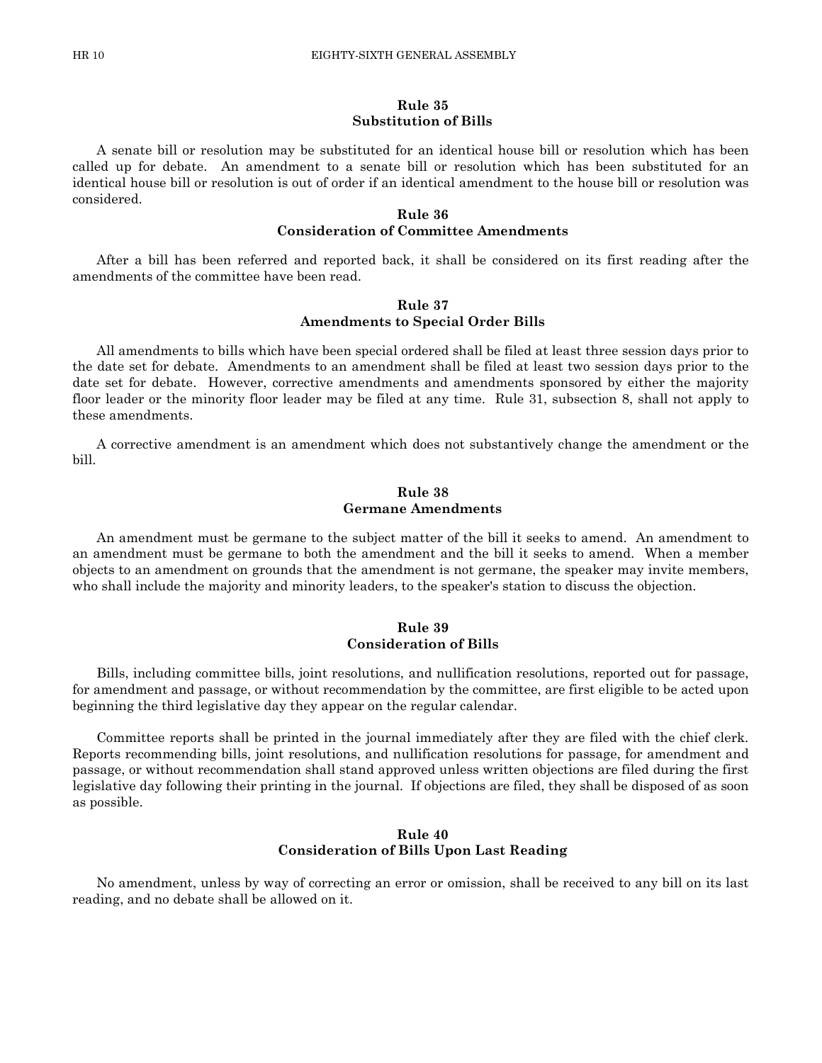### Rule 35
### Substitution of Bills

A senate bill or resolution may be substituted for an identical house bill or resolution which has been called up for debate. An amendment to a senate bill or resolution which has been substituted for an identical house bill or resolution is out of order if an identical amendment to the house bill or resolution was considered.

### Rule 36
### Consideration of Committee Amendments

After a bill has been referred and reported back, it shall be considered on its first reading after the amendments of the committee have been read.

### Rule 37
### Amendments to Special Order Bills

All amendments to bills which have been special ordered shall be filed at least three session days prior to the date set for debate. Amendments to an amendment shall be filed at least two session days prior to the date set for debate. However, corrective amendments and amendments sponsored by either the majority floor leader or the minority floor leader may be filed at any time. Rule 31, subsection 8, shall not apply to these amendments.

A corrective amendment is an amendment which does not substantively change the amendment or the bill.

### Rule 38
### Germane Amendments

An amendment must be germane to the subject matter of the bill it seeks to amend. An amendment to an amendment must be germane to both the amendment and the bill it seeks to amend. When a member objects to an amendment on grounds that the amendment is not germane, the speaker may invite members, who shall include the majority and minority leaders, to the speaker's station to discuss the objection.

### Rule 39
### Consideration of Bills

Bills, including committee bills, joint resolutions, and nullification resolutions, reported out for passage, for amendment and passage, or without recommendation by the committee, are first eligible to be acted upon beginning the third legislative day they appear on the regular calendar.

Committee reports shall be printed in the journal immediately after they are filed with the chief clerk. Reports recommending bills, joint resolutions, and nullification resolutions for passage, for amendment and passage, or without recommendation shall stand approved unless written objections are filed during the first legislative day following their printing in the journal. If objections are filed, they shall be disposed of as soon as possible.

### Rule 40
### Consideration of Bills Upon Last Reading

No amendment, unless by way of correcting an error or omission, shall be received to any bill on its last reading, and no debate shall be allowed on it.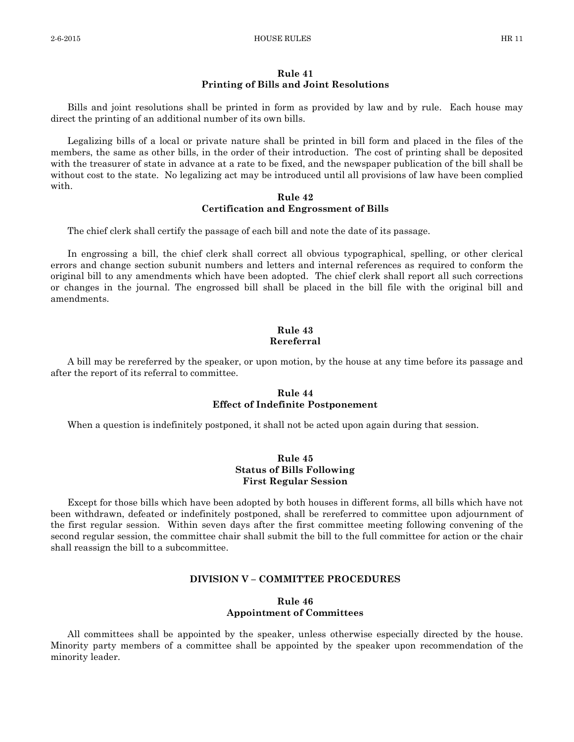## Rule 41
## Printing of Bills and Joint Resolutions

Bills and joint resolutions shall be printed in form as provided by law and by rule. Each house may direct the printing of an additional number of its own bills.

Legalizing bills of a local or private nature shall be printed in bill form and placed in the files of the members, the same as other bills, in the order of their introduction. The cost of printing shall be deposited with the treasurer of state in advance at a rate to be fixed, and the newspaper publication of the bill shall be without cost to the state. No legalizing act may be introduced until all provisions of law have been complied with.

## Rule 42
## Certification and Engrossment of Bills

The chief clerk shall certify the passage of each bill and note the date of its passage.

In engrossing a bill, the chief clerk shall correct all obvious typographical, spelling, or other clerical errors and change section subunit numbers and letters and internal references as required to conform the original bill to any amendments which have been adopted. The chief clerk shall report all such corrections or changes in the journal. The engrossed bill shall be placed in the bill file with the original bill and amendments.

## Rule 43
## Rereferral

A bill may be rereferred by the speaker, or upon motion, by the house at any time before its passage and after the report of its referral to committee.

## Rule 44
## Effect of Indefinite Postponement

When a question is indefinitely postponed, it shall not be acted upon again during that session.

## Rule 45
## Status of Bills Following First Regular Session

Except for those bills which have been adopted by both houses in different forms, all bills which have not been withdrawn, defeated or indefinitely postponed, shall be rereferred to committee upon adjournment of the first regular session. Within seven days after the first committee meeting following convening of the second regular session, the committee chair shall submit the bill to the full committee for action or the chair shall reassign the bill to a subcommittee.

# DIVISION V – COMMITTEE PROCEDURES

## Rule 46
## Appointment of Committees

All committees shall be appointed by the speaker, unless otherwise especially directed by the house. Minority party members of a committee shall be appointed by the speaker upon recommendation of the minority leader.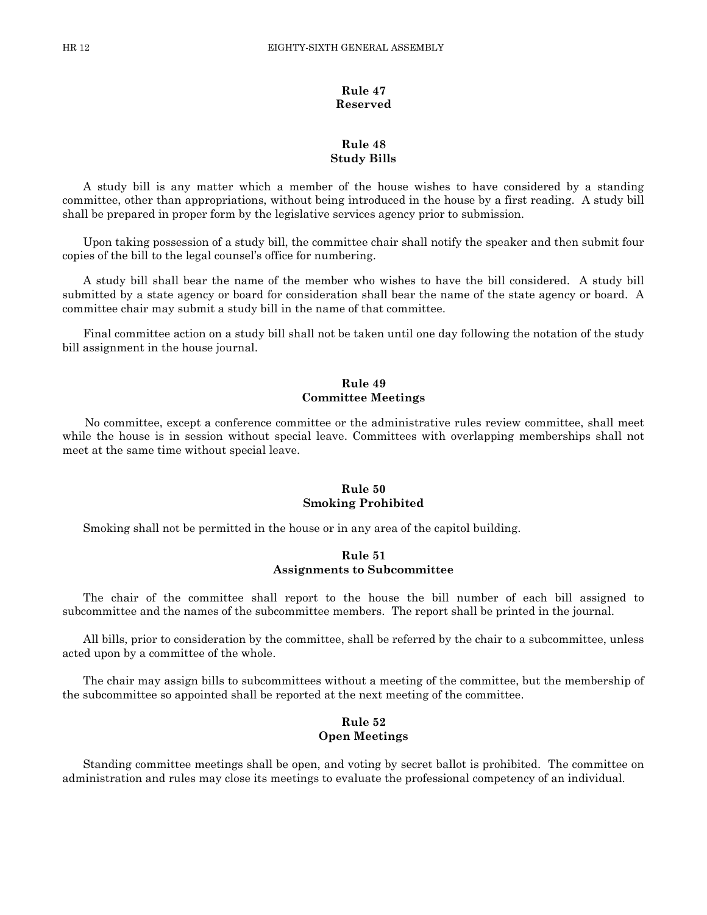## Rule 47
## Reserved

## Rule 48
## Study Bills

A study bill is any matter which a member of the house wishes to have considered by a standing committee, other than appropriations, without being introduced in the house by a first reading. A study bill shall be prepared in proper form by the legislative services agency prior to submission.

Upon taking possession of a study bill, the committee chair shall notify the speaker and then submit four copies of the bill to the legal counsel's office for numbering.

A study bill shall bear the name of the member who wishes to have the bill considered. A study bill submitted by a state agency or board for consideration shall bear the name of the state agency or board. A committee chair may submit a study bill in the name of that committee.

Final committee action on a study bill shall not be taken until one day following the notation of the study bill assignment in the house journal.

## Rule 49
## Committee Meetings

No committee, except a conference committee or the administrative rules review committee, shall meet while the house is in session without special leave. Committees with overlapping memberships shall not meet at the same time without special leave.

## Rule 50
## Smoking Prohibited

Smoking shall not be permitted in the house or in any area of the capitol building.

## Rule 51
## Assignments to Subcommittee

The chair of the committee shall report to the house the bill number of each bill assigned to subcommittee and the names of the subcommittee members. The report shall be printed in the journal.

All bills, prior to consideration by the committee, shall be referred by the chair to a subcommittee, unless acted upon by a committee of the whole.

The chair may assign bills to subcommittees without a meeting of the committee, but the membership of the subcommittee so appointed shall be reported at the next meeting of the committee.

## Rule 52
## Open Meetings

Standing committee meetings shall be open, and voting by secret ballot is prohibited. The committee on administration and rules may close its meetings to evaluate the professional competency of an individual.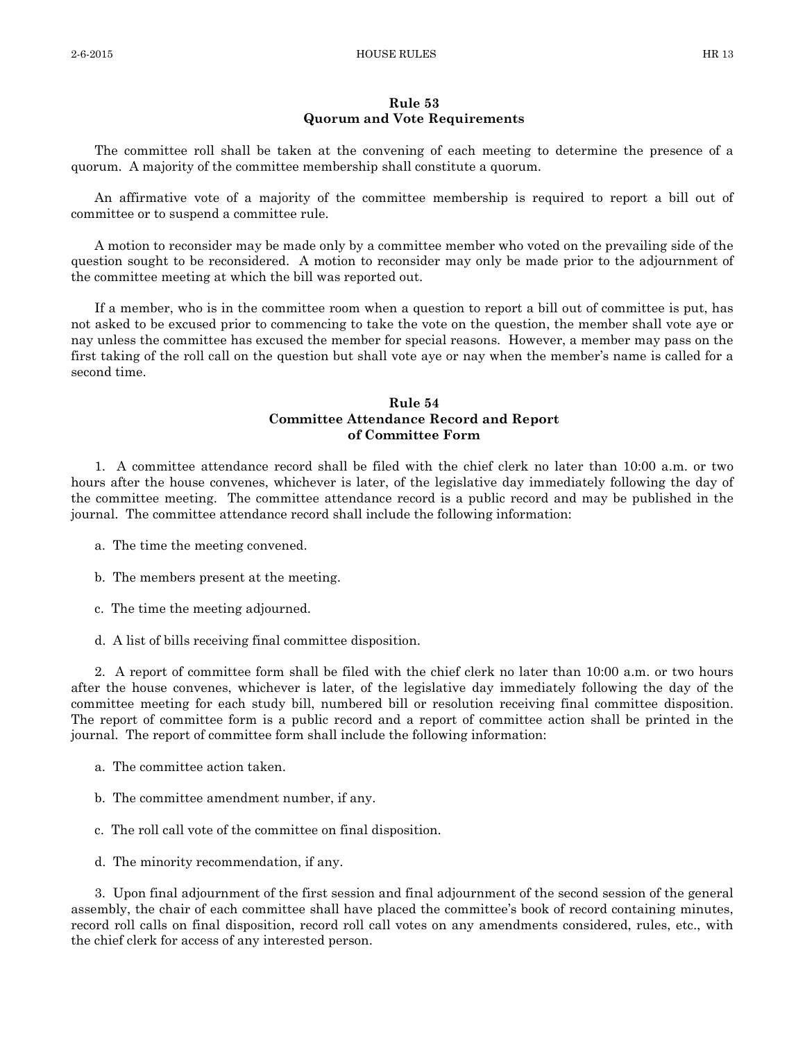## Rule 53
## Quorum and Vote Requirements

The committee roll shall be taken at the convening of each meeting to determine the presence of a quorum. A majority of the committee membership shall constitute a quorum.

An affirmative vote of a majority of the committee membership is required to report a bill out of committee or to suspend a committee rule.

A motion to reconsider may be made only by a committee member who voted on the prevailing side of the question sought to be reconsidered. A motion to reconsider may only be made prior to the adjournment of the committee meeting at which the bill was reported out.

If a member, who is in the committee room when a question to report a bill out of committee is put, has not asked to be excused prior to commencing to take the vote on the question, the member shall vote aye or nay unless the committee has excused the member for special reasons. However, a member may pass on the first taking of the roll call on the question but shall vote aye or nay when the member's name is called for a second time.

## Rule 54
## Committee Attendance Record and Report of Committee Form

1. A committee attendance record shall be filed with the chief clerk no later than 10:00 a.m. or two hours after the house convenes, whichever is later, of the legislative day immediately following the day of the committee meeting. The committee attendance record is a public record and may be published in the journal. The committee attendance record shall include the following information:

a. The time the meeting convened.

b. The members present at the meeting.

c. The time the meeting adjourned.

d. A list of bills receiving final committee disposition.

2. A report of committee form shall be filed with the chief clerk no later than 10:00 a.m. or two hours after the house convenes, whichever is later, of the legislative day immediately following the day of the committee meeting for each study bill, numbered bill or resolution receiving final committee disposition. The report of committee form is a public record and a report of committee action shall be printed in the journal. The report of committee form shall include the following information:

a. The committee action taken.

b. The committee amendment number, if any.

c. The roll call vote of the committee on final disposition.

d. The minority recommendation, if any.

3. Upon final adjournment of the first session and final adjournment of the second session of the general assembly, the chair of each committee shall have placed the committee's book of record containing minutes, record roll calls on final disposition, record roll call votes on any amendments considered, rules, etc., with the chief clerk for access of any interested person.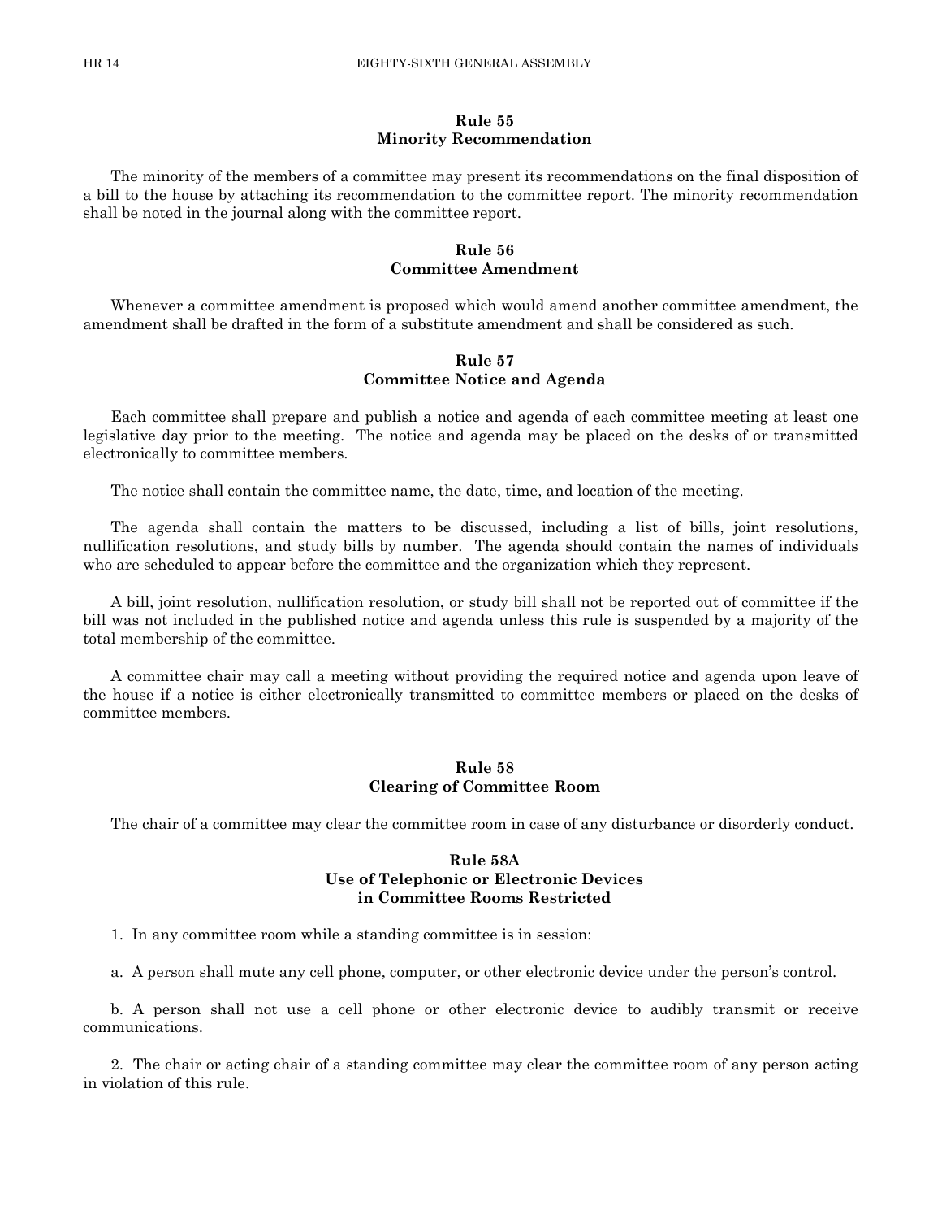## Rule 55
## Minority Recommendation

The minority of the members of a committee may present its recommendations on the final disposition of a bill to the house by attaching its recommendation to the committee report. The minority recommendation shall be noted in the journal along with the committee report.

## Rule 56
## Committee Amendment

Whenever a committee amendment is proposed which would amend another committee amendment, the amendment shall be drafted in the form of a substitute amendment and shall be considered as such.

## Rule 57
## Committee Notice and Agenda

Each committee shall prepare and publish a notice and agenda of each committee meeting at least one legislative day prior to the meeting. The notice and agenda may be placed on the desks of or transmitted electronically to committee members.

The notice shall contain the committee name, the date, time, and location of the meeting.

The agenda shall contain the matters to be discussed, including a list of bills, joint resolutions, nullification resolutions, and study bills by number. The agenda should contain the names of individuals who are scheduled to appear before the committee and the organization which they represent.

A bill, joint resolution, nullification resolution, or study bill shall not be reported out of committee if the bill was not included in the published notice and agenda unless this rule is suspended by a majority of the total membership of the committee.

A committee chair may call a meeting without providing the required notice and agenda upon leave of the house if a notice is either electronically transmitted to committee members or placed on the desks of committee members.

## Rule 58
## Clearing of Committee Room

The chair of a committee may clear the committee room in case of any disturbance or disorderly conduct.

## Rule 58A
## Use of Telephonic or Electronic Devices in Committee Rooms Restricted

1. In any committee room while a standing committee is in session:

a. A person shall mute any cell phone, computer, or other electronic device under the person's control.

b. A person shall not use a cell phone or other electronic device to audibly transmit or receive communications.

2. The chair or acting chair of a standing committee may clear the committee room of any person acting in violation of this rule.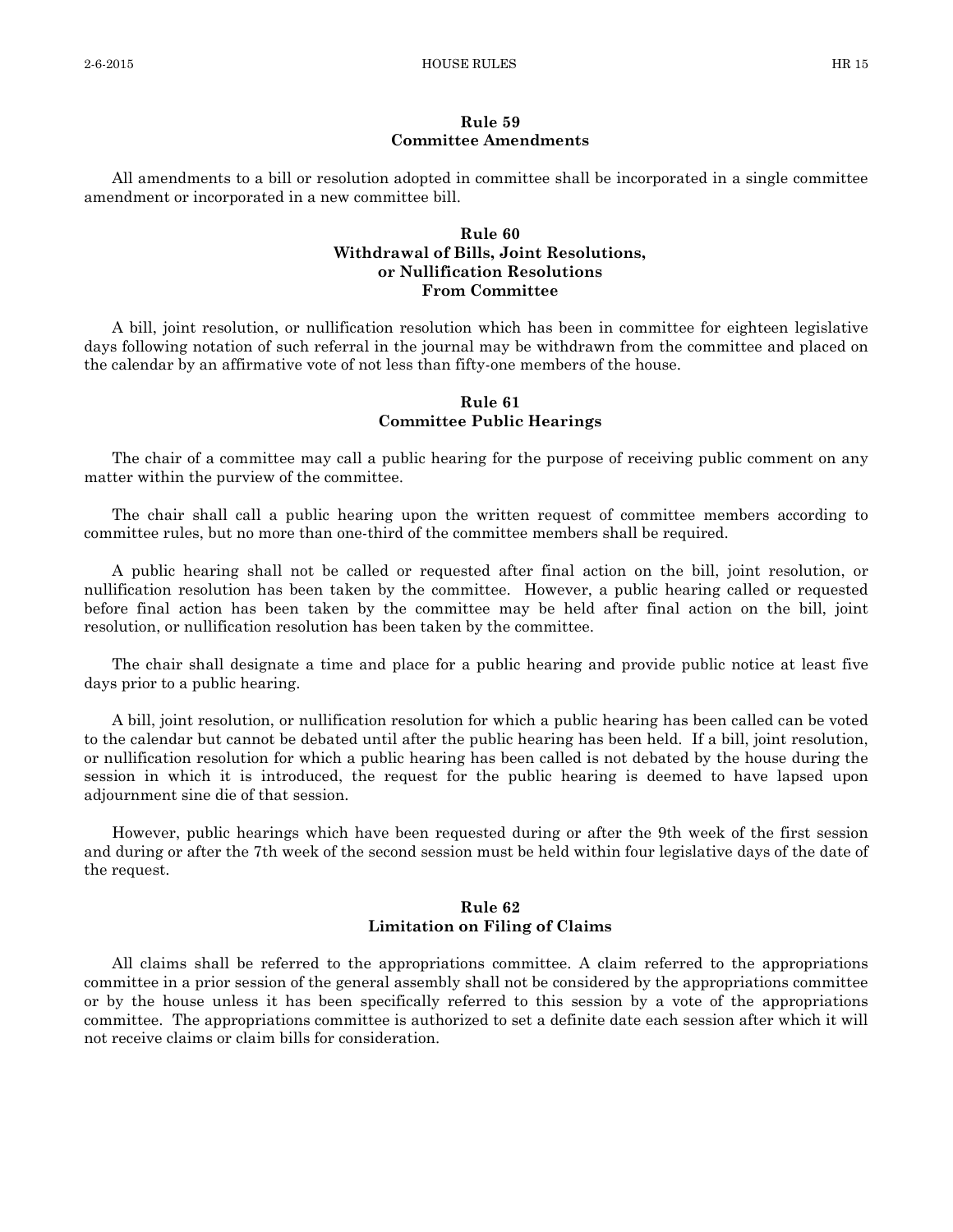### Rule 59
### Committee Amendments

All amendments to a bill or resolution adopted in committee shall be incorporated in a single committee amendment or incorporated in a new committee bill.

### Rule 60
### Withdrawal of Bills, Joint Resolutions, or Nullification Resolutions From Committee

A bill, joint resolution, or nullification resolution which has been in committee for eighteen legislative days following notation of such referral in the journal may be withdrawn from the committee and placed on the calendar by an affirmative vote of not less than fifty-one members of the house.

### Rule 61
### Committee Public Hearings

The chair of a committee may call a public hearing for the purpose of receiving public comment on any matter within the purview of the committee.

The chair shall call a public hearing upon the written request of committee members according to committee rules, but no more than one-third of the committee members shall be required.

A public hearing shall not be called or requested after final action on the bill, joint resolution, or nullification resolution has been taken by the committee. However, a public hearing called or requested before final action has been taken by the committee may be held after final action on the bill, joint resolution, or nullification resolution has been taken by the committee.

The chair shall designate a time and place for a public hearing and provide public notice at least five days prior to a public hearing.

A bill, joint resolution, or nullification resolution for which a public hearing has been called can be voted to the calendar but cannot be debated until after the public hearing has been held. If a bill, joint resolution, or nullification resolution for which a public hearing has been called is not debated by the house during the session in which it is introduced, the request for the public hearing is deemed to have lapsed upon adjournment sine die of that session.

However, public hearings which have been requested during or after the 9th week of the first session and during or after the 7th week of the second session must be held within four legislative days of the date of the request.

### Rule 62
### Limitation on Filing of Claims

All claims shall be referred to the appropriations committee. A claim referred to the appropriations committee in a prior session of the general assembly shall not be considered by the appropriations committee or by the house unless it has been specifically referred to this session by a vote of the appropriations committee. The appropriations committee is authorized to set a definite date each session after which it will not receive claims or claim bills for consideration.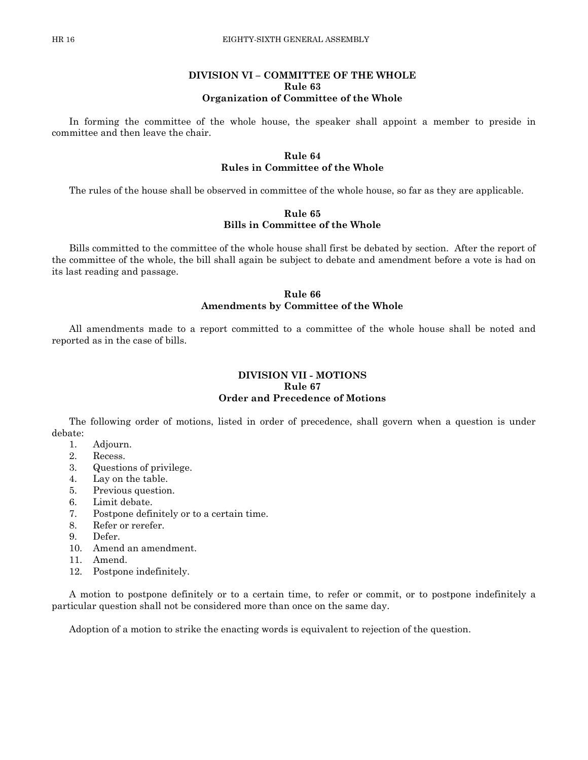## DIVISION VI – COMMITTEE OF THE WHOLE

### Rule 63
### Organization of Committee of the Whole

In forming the committee of the whole house, the speaker shall appoint a member to preside in committee and then leave the chair.

### Rule 64
### Rules in Committee of the Whole

The rules of the house shall be observed in committee of the whole house, so far as they are applicable.

### Rule 65
### Bills in Committee of the Whole

Bills committed to the committee of the whole house shall first be debated by section. After the report of the committee of the whole, the bill shall again be subject to debate and amendment before a vote is had on its last reading and passage.

### Rule 66
### Amendments by Committee of the Whole

All amendments made to a report committed to a committee of the whole house shall be noted and reported as in the case of bills.

## DIVISION VII - MOTIONS

### Rule 67
### Order and Precedence of Motions

The following order of motions, listed in order of precedence, shall govern when a question is under debate:

1. Adjourn.
2. Recess.
3. Questions of privilege.
4. Lay on the table.
5. Previous question.
6. Limit debate.
7. Postpone definitely or to a certain time.
8. Refer or rerefer.
9. Defer.
10. Amend an amendment.
11. Amend.
12. Postpone indefinitely.

A motion to postpone definitely or to a certain time, to refer or commit, or to postpone indefinitely a particular question shall not be considered more than once on the same day.

Adoption of a motion to strike the enacting words is equivalent to rejection of the question.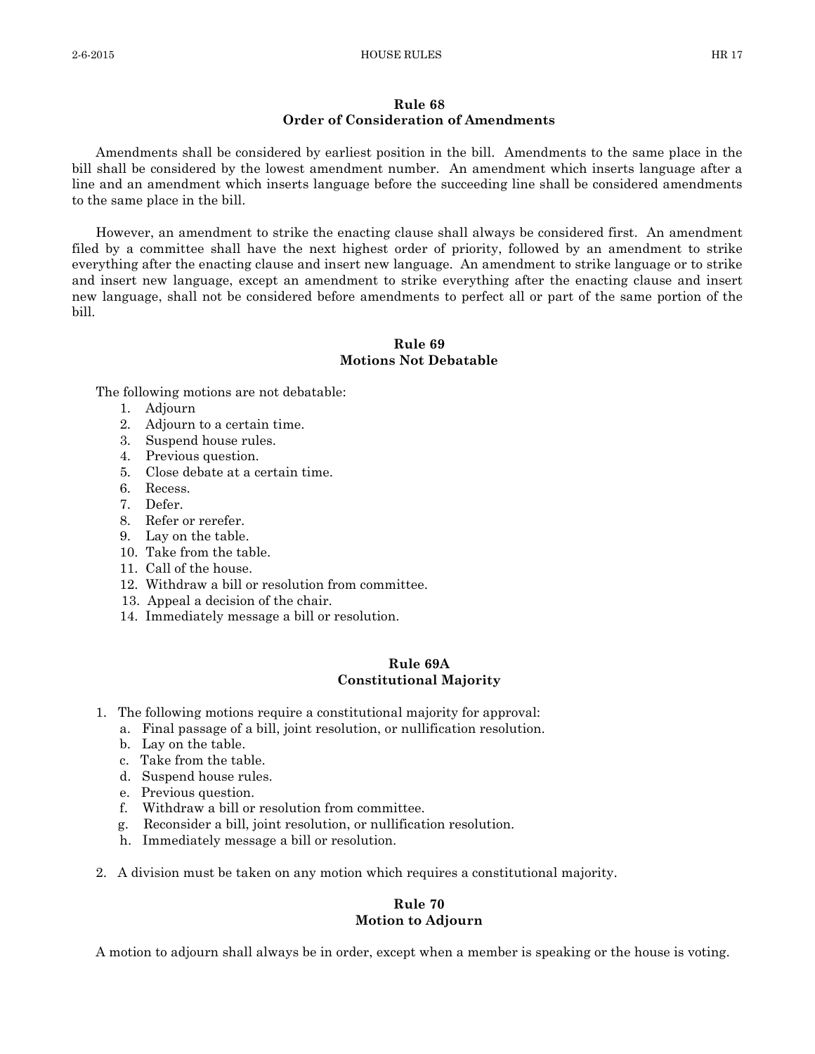## Rule 68
## Order of Consideration of Amendments

Amendments shall be considered by earliest position in the bill. Amendments to the same place in the bill shall be considered by the lowest amendment number. An amendment which inserts language after a line and an amendment which inserts language before the succeeding line shall be considered amendments to the same place in the bill.

However, an amendment to strike the enacting clause shall always be considered first. An amendment filed by a committee shall have the next highest order of priority, followed by an amendment to strike everything after the enacting clause and insert new language. An amendment to strike language or to strike and insert new language, except an amendment to strike everything after the enacting clause and insert new language, shall not be considered before amendments to perfect all or part of the same portion of the bill.

## Rule 69
## Motions Not Debatable

The following motions are not debatable:

1. Adjourn
2. Adjourn to a certain time.
3. Suspend house rules.
4. Previous question.
5. Close debate at a certain time.
6. Recess.
7. Defer.
8. Refer or rerefer.
9. Lay on the table.
10. Take from the table.
11. Call of the house.
12. Withdraw a bill or resolution from committee.
13. Appeal a decision of the chair.
14. Immediately message a bill or resolution.

## Rule 69A
## Constitutional Majority

1. The following motions require a constitutional majority for approval:
   a. Final passage of a bill, joint resolution, or nullification resolution.
   b. Lay on the table.
   c. Take from the table.
   d. Suspend house rules.
   e. Previous question.
   f. Withdraw a bill or resolution from committee.
   g. Reconsider a bill, joint resolution, or nullification resolution.
   h. Immediately message a bill or resolution.
2. A division must be taken on any motion which requires a constitutional majority.

## Rule 70
## Motion to Adjourn

A motion to adjourn shall always be in order, except when a member is speaking or the house is voting.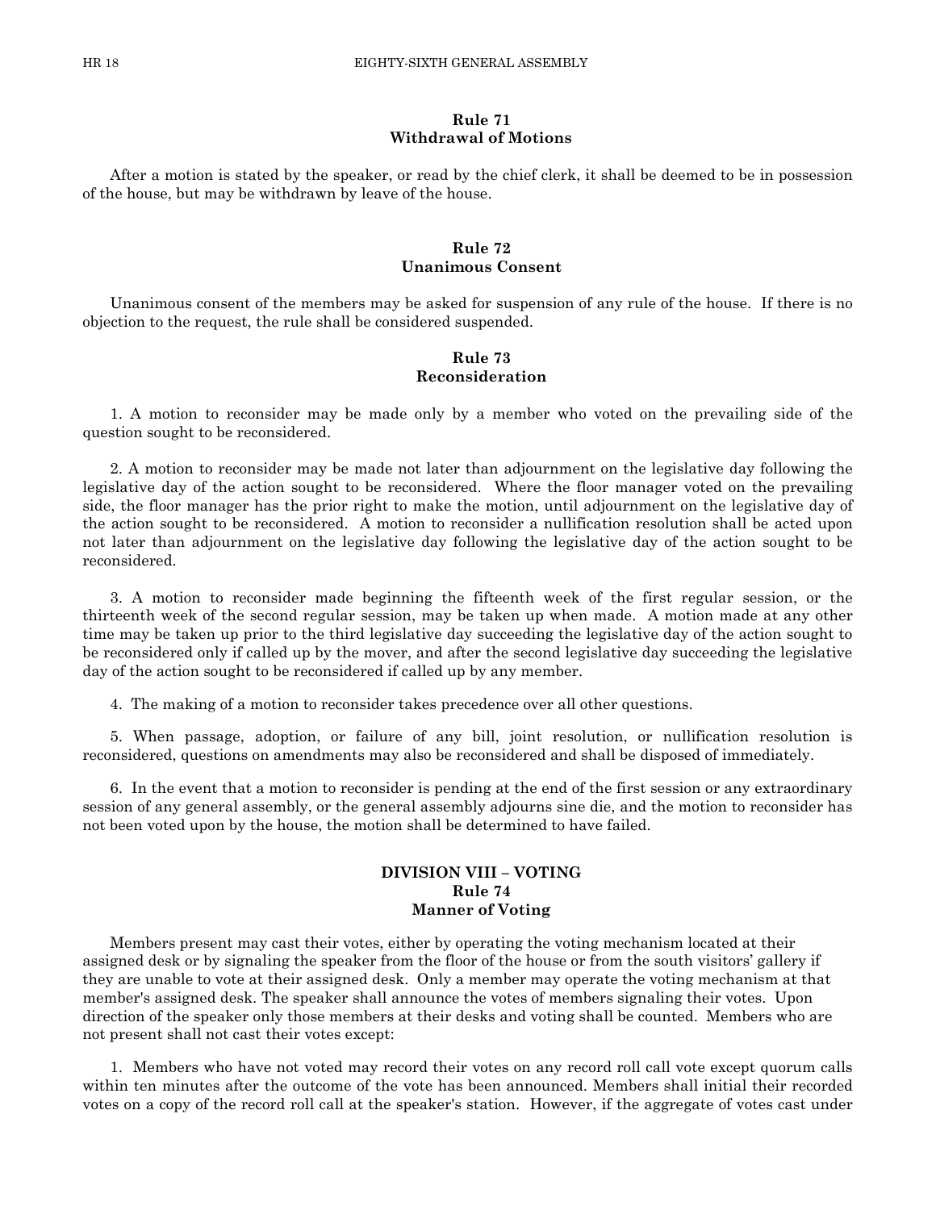## Rule 71
## Withdrawal of Motions

After a motion is stated by the speaker, or read by the chief clerk, it shall be deemed to be in possession of the house, but may be withdrawn by leave of the house.

## Rule 72
## Unanimous Consent

Unanimous consent of the members may be asked for suspension of any rule of the house. If there is no objection to the request, the rule shall be considered suspended.

## Rule 73
## Reconsideration

1. A motion to reconsider may be made only by a member who voted on the prevailing side of the question sought to be reconsidered.

2. A motion to reconsider may be made not later than adjournment on the legislative day following the legislative day of the action sought to be reconsidered. Where the floor manager voted on the prevailing side, the floor manager has the prior right to make the motion, until adjournment on the legislative day of the action sought to be reconsidered. A motion to reconsider a nullification resolution shall be acted upon not later than adjournment on the legislative day following the legislative day of the action sought to be reconsidered.

3. A motion to reconsider made beginning the fifteenth week of the first regular session, or the thirteenth week of the second regular session, may be taken up when made. A motion made at any other time may be taken up prior to the third legislative day succeeding the legislative day of the action sought to be reconsidered only if called up by the mover, and after the second legislative day succeeding the legislative day of the action sought to be reconsidered if called up by any member.

4. The making of a motion to reconsider takes precedence over all other questions.

5. When passage, adoption, or failure of any bill, joint resolution, or nullification resolution is reconsidered, questions on amendments may also be reconsidered and shall be disposed of immediately.

6. In the event that a motion to reconsider is pending at the end of the first session or any extraordinary session of any general assembly, or the general assembly adjourns sine die, and the motion to reconsider has not been voted upon by the house, the motion shall be determined to have failed.

# DIVISION VIII – VOTING
## Rule 74
## Manner of Voting

Members present may cast their votes, either by operating the voting mechanism located at their assigned desk or by signaling the speaker from the floor of the house or from the south visitors' gallery if they are unable to vote at their assigned desk. Only a member may operate the voting mechanism at that member's assigned desk. The speaker shall announce the votes of members signaling their votes. Upon direction of the speaker only those members at their desks and voting shall be counted. Members who are not present shall not cast their votes except:

1. Members who have not voted may record their votes on any record roll call vote except quorum calls within ten minutes after the outcome of the vote has been announced. Members shall initial their recorded votes on a copy of the record roll call at the speaker's station. However, if the aggregate of votes cast under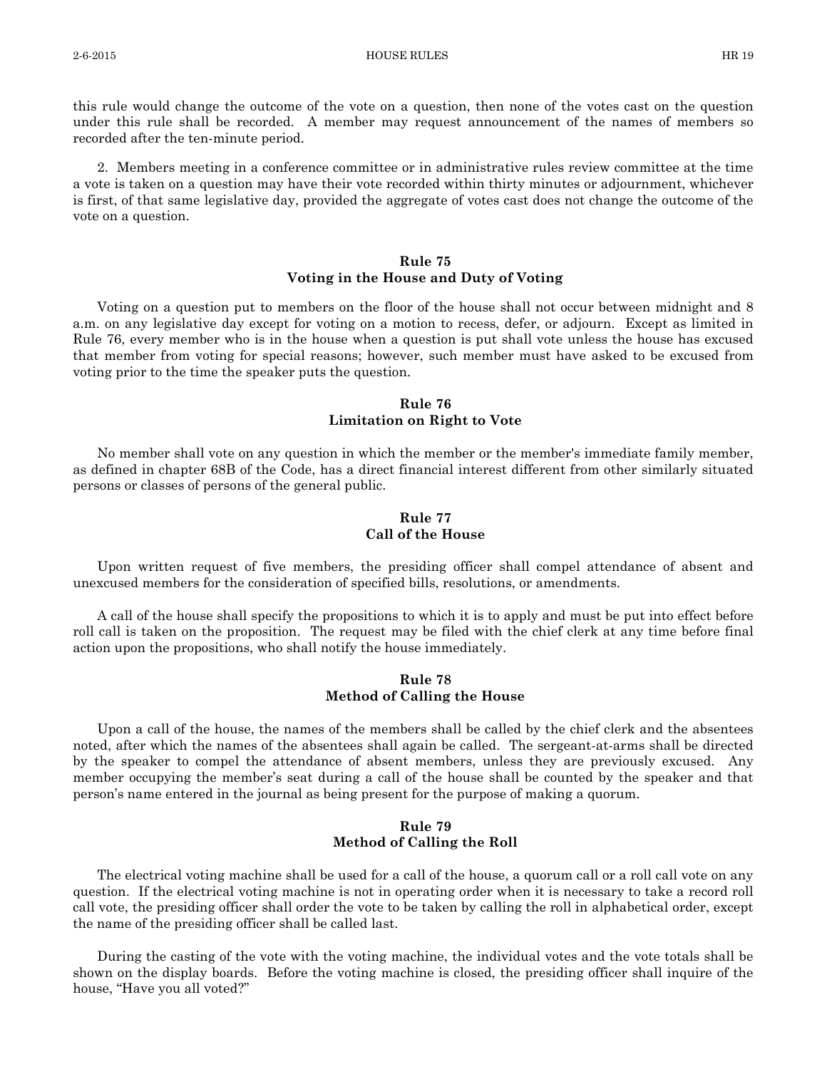this rule would change the outcome of the vote on a question, then none of the votes cast on the question under this rule shall be recorded. A member may request announcement of the names of members so recorded after the ten-minute period.

2. Members meeting in a conference committee or in administrative rules review committee at the time a vote is taken on a question may have their vote recorded within thirty minutes or adjournment, whichever is first, of that same legislative day, provided the aggregate of votes cast does not change the outcome of the vote on a question.

## Rule 75
## Voting in the House and Duty of Voting

Voting on a question put to members on the floor of the house shall not occur between midnight and 8 a.m. on any legislative day except for voting on a motion to recess, defer, or adjourn. Except as limited in Rule 76, every member who is in the house when a question is put shall vote unless the house has excused that member from voting for special reasons; however, such member must have asked to be excused from voting prior to the time the speaker puts the question.

## Rule 76
## Limitation on Right to Vote

No member shall vote on any question in which the member or the member's immediate family member, as defined in chapter 68B of the Code, has a direct financial interest different from other similarly situated persons or classes of persons of the general public.

## Rule 77
## Call of the House

Upon written request of five members, the presiding officer shall compel attendance of absent and unexcused members for the consideration of specified bills, resolutions, or amendments.

A call of the house shall specify the propositions to which it is to apply and must be put into effect before roll call is taken on the proposition. The request may be filed with the chief clerk at any time before final action upon the propositions, who shall notify the house immediately.

## Rule 78
## Method of Calling the House

Upon a call of the house, the names of the members shall be called by the chief clerk and the absentees noted, after which the names of the absentees shall again be called. The sergeant-at-arms shall be directed by the speaker to compel the attendance of absent members, unless they are previously excused. Any member occupying the member's seat during a call of the house shall be counted by the speaker and that person's name entered in the journal as being present for the purpose of making a quorum.

## Rule 79
## Method of Calling the Roll

The electrical voting machine shall be used for a call of the house, a quorum call or a roll call vote on any question. If the electrical voting machine is not in operating order when it is necessary to take a record roll call vote, the presiding officer shall order the vote to be taken by calling the roll in alphabetical order, except the name of the presiding officer shall be called last.

During the casting of the vote with the voting machine, the individual votes and the vote totals shall be shown on the display boards. Before the voting machine is closed, the presiding officer shall inquire of the house, "Have you all voted?"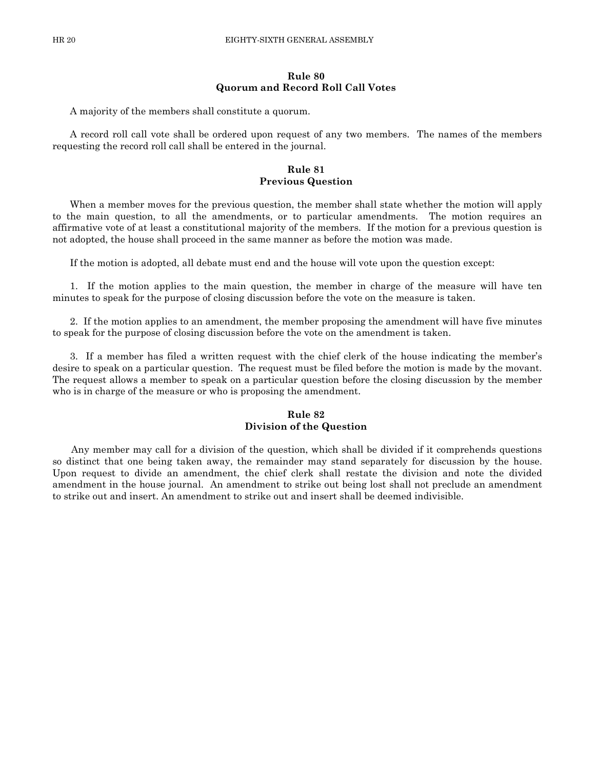## Rule 80
## Quorum and Record Roll Call Votes

A majority of the members shall constitute a quorum.

A record roll call vote shall be ordered upon request of any two members. The names of the members requesting the record roll call shall be entered in the journal.

## Rule 81
## Previous Question

When a member moves for the previous question, the member shall state whether the motion will apply to the main question, to all the amendments, or to particular amendments. The motion requires an affirmative vote of at least a constitutional majority of the members. If the motion for a previous question is not adopted, the house shall proceed in the same manner as before the motion was made.

If the motion is adopted, all debate must end and the house will vote upon the question except:

1. If the motion applies to the main question, the member in charge of the measure will have ten minutes to speak for the purpose of closing discussion before the vote on the measure is taken.

2. If the motion applies to an amendment, the member proposing the amendment will have five minutes to speak for the purpose of closing discussion before the vote on the amendment is taken.

3. If a member has filed a written request with the chief clerk of the house indicating the member's desire to speak on a particular question. The request must be filed before the motion is made by the movant. The request allows a member to speak on a particular question before the closing discussion by the member who is in charge of the measure or who is proposing the amendment.

## Rule 82
## Division of the Question

Any member may call for a division of the question, which shall be divided if it comprehends questions so distinct that one being taken away, the remainder may stand separately for discussion by the house. Upon request to divide an amendment, the chief clerk shall restate the division and note the divided amendment in the house journal. An amendment to strike out being lost shall not preclude an amendment to strike out and insert. An amendment to strike out and insert shall be deemed indivisible.